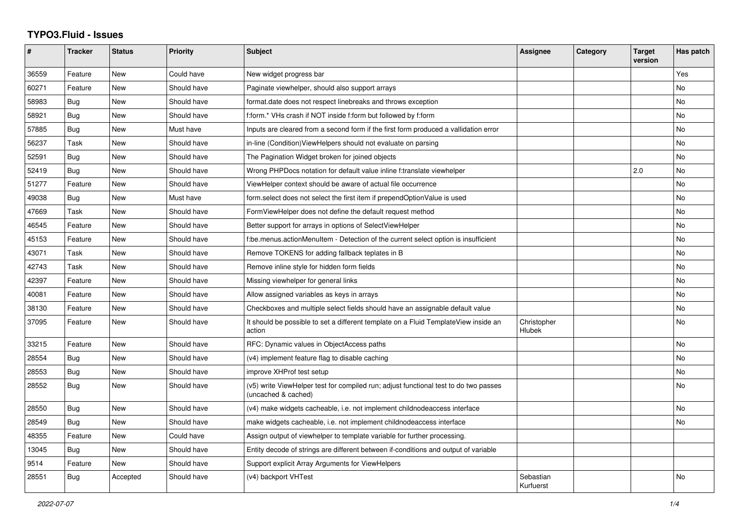# TYPO3.Fluid - Issues

| # | Tracker | Status | Priority | Subject | Assignee | Category | Target version | Has patch |
|---|---|---|---|---|---|---|---|---|
| 36559 | Feature | New | Could have | New widget progress bar | | | | Yes |
| 60271 | Feature | New | Should have | Paginate viewhelper, should also support arrays | | | | No |
| 58983 | Bug | New | Should have | format.date does not respect linebreaks and throws exception | | | | No |
| 58921 | Bug | New | Should have | f:form.* VHs crash if NOT inside f:form but followed by f:form | | | | No |
| 57885 | Bug | New | Must have | Inputs are cleared from a second form if the first form produced a vallidation error | | | | No |
| 56237 | Task | New | Should have | in-line (Condition)ViewHelpers should not evaluate on parsing | | | | No |
| 52591 | Bug | New | Should have | The Pagination Widget broken for joined objects | | | | No |
| 52419 | Bug | New | Should have | Wrong PHPDocs notation for default value inline f:translate viewhelper | | | 2.0 | No |
| 51277 | Feature | New | Should have | ViewHelper context should be aware of actual file occurrence | | | | No |
| 49038 | Bug | New | Must have | form.select does not select the first item if prependOptionValue is used | | | | No |
| 47669 | Task | New | Should have | FormViewHelper does not define the default request method | | | | No |
| 46545 | Feature | New | Should have | Better support for arrays in options of SelectViewHelper | | | | No |
| 45153 | Feature | New | Should have | f:be.menus.actionMenuItem - Detection of the current select option is insufficient | | | | No |
| 43071 | Task | New | Should have | Remove TOKENS for adding fallback teplates in B | | | | No |
| 42743 | Task | New | Should have | Remove inline style for hidden form fields | | | | No |
| 42397 | Feature | New | Should have | Missing viewhelper for general links | | | | No |
| 40081 | Feature | New | Should have | Allow assigned variables as keys in arrays | | | | No |
| 38130 | Feature | New | Should have | Checkboxes and multiple select fields should have an assignable default value | | | | No |
| 37095 | Feature | New | Should have | It should be possible to set a different template on a Fluid TemplateView inside an action | Christopher Hlubek | | | No |
| 33215 | Feature | New | Should have | RFC: Dynamic values in ObjectAccess paths | | | | No |
| 28554 | Bug | New | Should have | (v4) implement feature flag to disable caching | | | | No |
| 28553 | Bug | New | Should have | improve XHProf test setup | | | | No |
| 28552 | Bug | New | Should have | (v5) write ViewHelper test for compiled run; adjust functional test to do two passes (uncached & cached) | | | | No |
| 28550 | Bug | New | Should have | (v4) make widgets cacheable, i.e. not implement childnodeaccess interface | | | | No |
| 28549 | Bug | New | Should have | make widgets cacheable, i.e. not implement childnodeaccess interface | | | | No |
| 48355 | Feature | New | Could have | Assign output of viewhelper to template variable for further processing. | | | | |
| 13045 | Bug | New | Should have | Entity decode of strings are different between if-conditions and output of variable | | | | |
| 9514 | Feature | New | Should have | Support explicit Array Arguments for ViewHelpers | | | | |
| 28551 | Bug | Accepted | Should have | (v4) backport VHTest | Sebastian Kurfuerst | | | No |

*2022-07-07*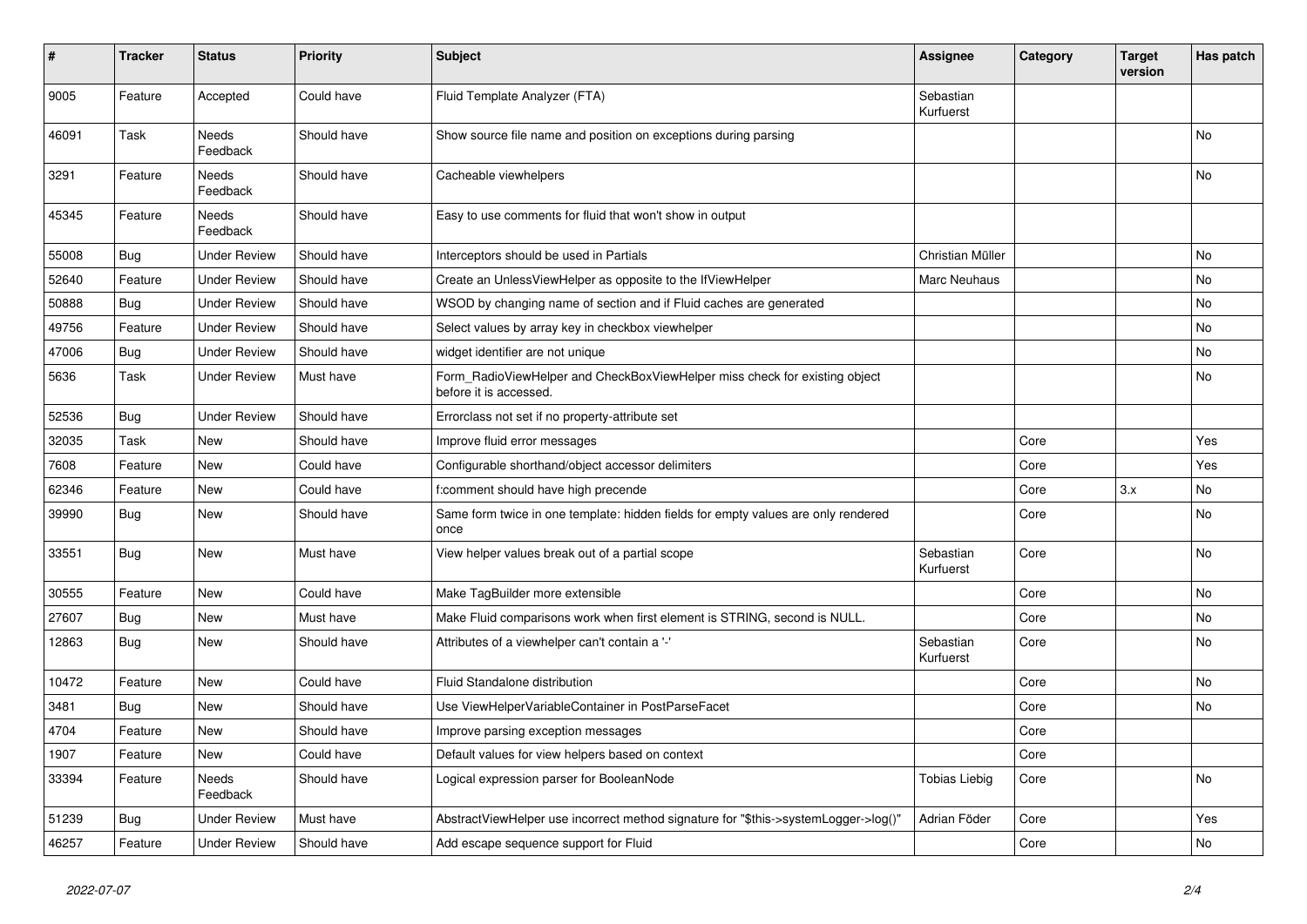| # | Tracker | Status | Priority | Subject | Assignee | Category | Target version | Has patch |
|---|---|---|---|---|---|---|---|---|
| 9005 | Feature | Accepted | Could have | Fluid Template Analyzer (FTA) | Sebastian Kurfuerst | | | |
| 46091 | Task | Needs Feedback | Should have | Show source file name and position on exceptions during parsing | | | | No |
| 3291 | Feature | Needs Feedback | Should have | Cacheable viewhelpers | | | | No |
| 45345 | Feature | Needs Feedback | Should have | Easy to use comments for fluid that won't show in output | | | | |
| 55008 | Bug | Under Review | Should have | Interceptors should be used in Partials | Christian Müller | | | No |
| 52640 | Feature | Under Review | Should have | Create an UnlessViewHelper as opposite to the IfViewHelper | Marc Neuhaus | | | No |
| 50888 | Bug | Under Review | Should have | WSOD by changing name of section and if Fluid caches are generated | | | | No |
| 49756 | Feature | Under Review | Should have | Select values by array key in checkbox viewhelper | | | | No |
| 47006 | Bug | Under Review | Should have | widget identifier are not unique | | | | No |
| 5636 | Task | Under Review | Must have | Form_RadioViewHelper and CheckBoxViewHelper miss check for existing object before it is accessed. | | | | No |
| 52536 | Bug | Under Review | Should have | Errorclass not set if no property-attribute set | | | | |
| 32035 | Task | New | Should have | Improve fluid error messages | | Core | | Yes |
| 7608 | Feature | New | Could have | Configurable shorthand/object accessor delimiters | | Core | | Yes |
| 62346 | Feature | New | Could have | f:comment should have high precende | | Core | 3.x | No |
| 39990 | Bug | New | Should have | Same form twice in one template: hidden fields for empty values are only rendered once | | Core | | No |
| 33551 | Bug | New | Must have | View helper values break out of a partial scope | Sebastian Kurfuerst | Core | | No |
| 30555 | Feature | New | Could have | Make TagBuilder more extensible | | Core | | No |
| 27607 | Bug | New | Must have | Make Fluid comparisons work when first element is STRING, second is NULL. | | Core | | No |
| 12863 | Bug | New | Should have | Attributes of a viewhelper can't contain a '-' | Sebastian Kurfuerst | Core | | No |
| 10472 | Feature | New | Could have | Fluid Standalone distribution | | Core | | No |
| 3481 | Bug | New | Should have | Use ViewHelperVariableContainer in PostParseFacet | | Core | | No |
| 4704 | Feature | New | Should have | Improve parsing exception messages | | Core | | |
| 1907 | Feature | New | Could have | Default values for view helpers based on context | | Core | | |
| 33394 | Feature | Needs Feedback | Should have | Logical expression parser for BooleanNode | Tobias Liebig | Core | | No |
| 51239 | Bug | Under Review | Must have | AbstractViewHelper use incorrect method signature for "$this->systemLogger->log()" | Adrian Föder | Core | | Yes |
| 46257 | Feature | Under Review | Should have | Add escape sequence support for Fluid | | Core | | No |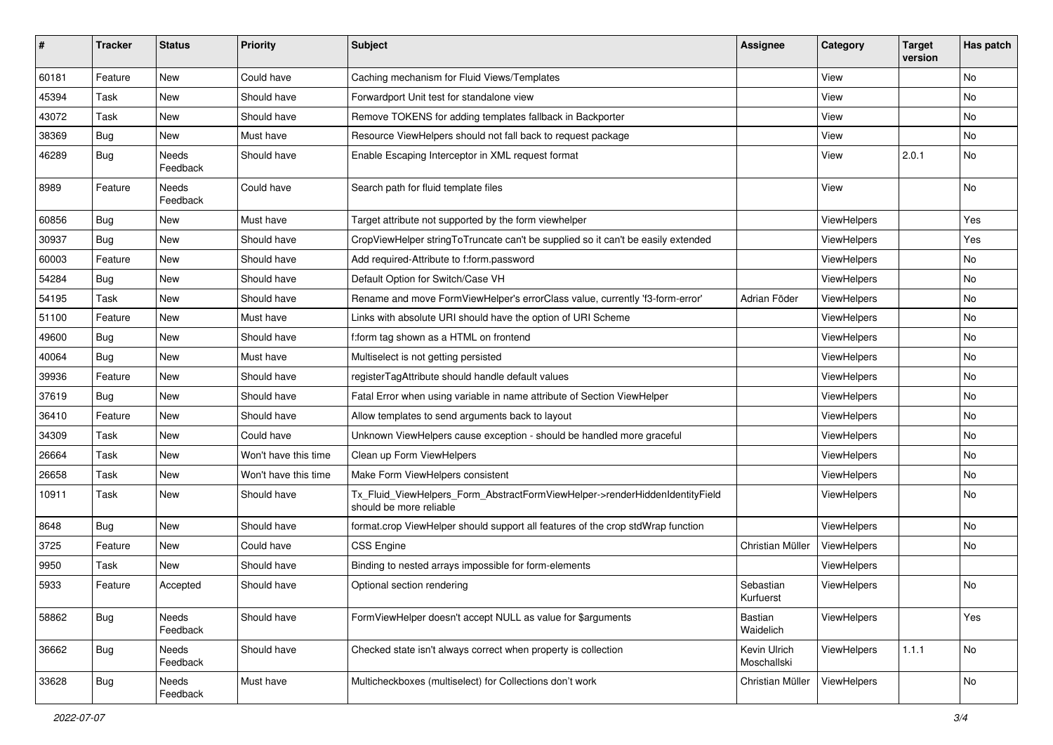| # | Tracker | Status | Priority | Subject | Assignee | Category | Target version | Has patch |
|---|---|---|---|---|---|---|---|---|
| 60181 | Feature | New | Could have | Caching mechanism for Fluid Views/Templates | | View | | No |
| 45394 | Task | New | Should have | Forwardport Unit test for standalone view | | View | | No |
| 43072 | Task | New | Should have | Remove TOKENS for adding templates fallback in Backporter | | View | | No |
| 38369 | Bug | New | Must have | Resource ViewHelpers should not fall back to request package | | View | | No |
| 46289 | Bug | Needs Feedback | Should have | Enable Escaping Interceptor in XML request format | | View | 2.0.1 | No |
| 8989 | Feature | Needs Feedback | Could have | Search path for fluid template files | | View | | No |
| 60856 | Bug | New | Must have | Target attribute not supported by the form viewhelper | | ViewHelpers | | Yes |
| 30937 | Bug | New | Should have | CropViewHelper stringToTruncate can't be supplied so it can't be easily extended | | ViewHelpers | | Yes |
| 60003 | Feature | New | Should have | Add required-Attribute to f:form.password | | ViewHelpers | | No |
| 54284 | Bug | New | Should have | Default Option for Switch/Case VH | | ViewHelpers | | No |
| 54195 | Task | New | Should have | Rename and move FormViewHelper's errorClass value, currently 'f3-form-error' | Adrian Föder | ViewHelpers | | No |
| 51100 | Feature | New | Must have | Links with absolute URI should have the option of URI Scheme | | ViewHelpers | | No |
| 49600 | Bug | New | Should have | f:form tag shown as a HTML on frontend | | ViewHelpers | | No |
| 40064 | Bug | New | Must have | Multiselect is not getting persisted | | ViewHelpers | | No |
| 39936 | Feature | New | Should have | registerTagAttribute should handle default values | | ViewHelpers | | No |
| 37619 | Bug | New | Should have | Fatal Error when using variable in name attribute of Section ViewHelper | | ViewHelpers | | No |
| 36410 | Feature | New | Should have | Allow templates to send arguments back to layout | | ViewHelpers | | No |
| 34309 | Task | New | Could have | Unknown ViewHelpers cause exception - should be handled more graceful | | ViewHelpers | | No |
| 26664 | Task | New | Won't have this time | Clean up Form ViewHelpers | | ViewHelpers | | No |
| 26658 | Task | New | Won't have this time | Make Form ViewHelpers consistent | | ViewHelpers | | No |
| 10911 | Task | New | Should have | Tx_Fluid_ViewHelpers_Form_AbstractFormViewHelper->renderHiddenIdentityField should be more reliable | | ViewHelpers | | No |
| 8648 | Bug | New | Should have | format.crop ViewHelper should support all features of the crop stdWrap function | | ViewHelpers | | No |
| 3725 | Feature | New | Could have | CSS Engine | Christian Müller | ViewHelpers | | No |
| 9950 | Task | New | Should have | Binding to nested arrays impossible for form-elements | | ViewHelpers | | |
| 5933 | Feature | Accepted | Should have | Optional section rendering | Sebastian Kurfuerst | ViewHelpers | | No |
| 58862 | Bug | Needs Feedback | Should have | FormViewHelper doesn't accept NULL as value for $arguments | Bastian Waidelich | ViewHelpers | | Yes |
| 36662 | Bug | Needs Feedback | Should have | Checked state isn't always correct when property is collection | Kevin Ulrich Moschallski | ViewHelpers | 1.1.1 | No |
| 33628 | Bug | Needs Feedback | Must have | Multicheckboxes (multiselect) for Collections don't work | Christian Müller | ViewHelpers | | No |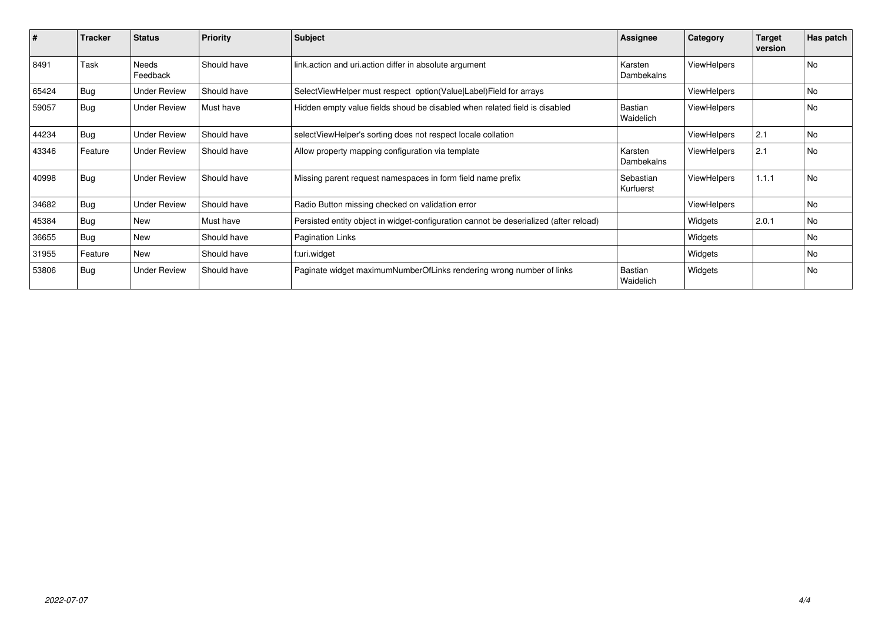| # | Tracker | Status | Priority | Subject | Assignee | Category | Target version | Has patch |
|---|---|---|---|---|---|---|---|---|
| 8491 | Task | Needs Feedback | Should have | link.action and uri.action differ in absolute argument | Karsten Dambekalns | ViewHelpers | | No |
| 65424 | Bug | Under Review | Should have | SelectViewHelper must respect option(Value\|Label)Field for arrays | | ViewHelpers | | No |
| 59057 | Bug | Under Review | Must have | Hidden empty value fields shoud be disabled when related field is disabled | Bastian Waidelich | ViewHelpers | | No |
| 44234 | Bug | Under Review | Should have | selectViewHelper's sorting does not respect locale collation | | ViewHelpers | 2.1 | No |
| 43346 | Feature | Under Review | Should have | Allow property mapping configuration via template | Karsten Dambekalns | ViewHelpers | 2.1 | No |
| 40998 | Bug | Under Review | Should have | Missing parent request namespaces in form field name prefix | Sebastian Kurfuerst | ViewHelpers | 1.1.1 | No |
| 34682 | Bug | Under Review | Should have | Radio Button missing checked on validation error | | ViewHelpers | | No |
| 45384 | Bug | New | Must have | Persisted entity object in widget-configuration cannot be deserialized (after reload) | | Widgets | 2.0.1 | No |
| 36655 | Bug | New | Should have | Pagination Links | | Widgets | | No |
| 31955 | Feature | New | Should have | f:uri.widget | | Widgets | | No |
| 53806 | Bug | Under Review | Should have | Paginate widget maximumNumberOfLinks rendering wrong number of links | Bastian Waidelich | Widgets | | No |

*2022-07-07*